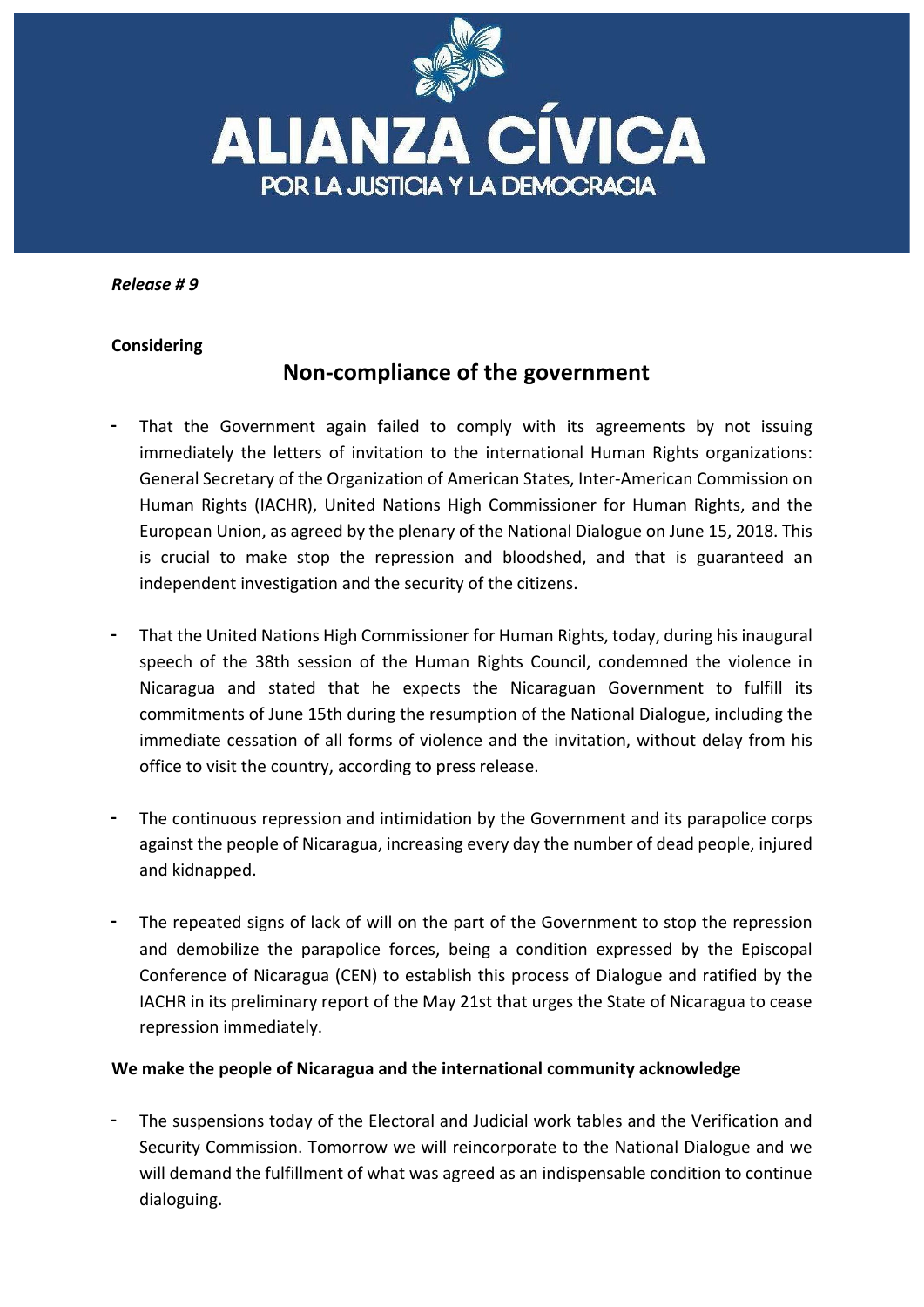# ALIANZA CÍVICA

POR LA JUSTICIA Y LA DEMOCRACIA

*Release # 9*

**Considering**

## Non-compliance of the government

- That the Government again failed to comply with its agreements by not issuing immediately the letters of invitation to the international Human Rights organizations: General Secretary of the Organization of American States, Inter-American Commission on Human Rights (IACHR), United Nations High Commissioner for Human Rights, and the European Union, as agreed by the plenary of the National Dialogue on June 15, 2018. This is crucial to make stop the repression and bloodshed, and that is guaranteed an independent investigation and the security of the citizens.

- That the United Nations High Commissioner for Human Rights, today, during his inaugural speech of the 38th session of the Human Rights Council, condemned the violence in Nicaragua and stated that he expects the Nicaraguan Government to fulfill its commitments of June 15th during the resumption of the National Dialogue, including the immediate cessation of all forms of violence and the invitation, without delay from his office to visit the country, according to press release.

- The continuous repression and intimidation by the Government and its parapolice corps against the people of Nicaragua, increasing every day the number of dead people, injured and kidnapped.

- The repeated signs of lack of will on the part of the Government to stop the repression and demobilize the parapolice forces, being a condition expressed by the Episcopal Conference of Nicaragua (CEN) to establish this process of Dialogue and ratified by the IACHR in its preliminary report of the May 21st that urges the State of Nicaragua to cease repression immediately.

**We make the people of Nicaragua and the international community acknowledge**

- The suspensions today of the Electoral and Judicial work tables and the Verification and Security Commission. Tomorrow we will reincorporate to the National Dialogue and we will demand the fulfillment of what was agreed as an indispensable condition to continue dialoguing.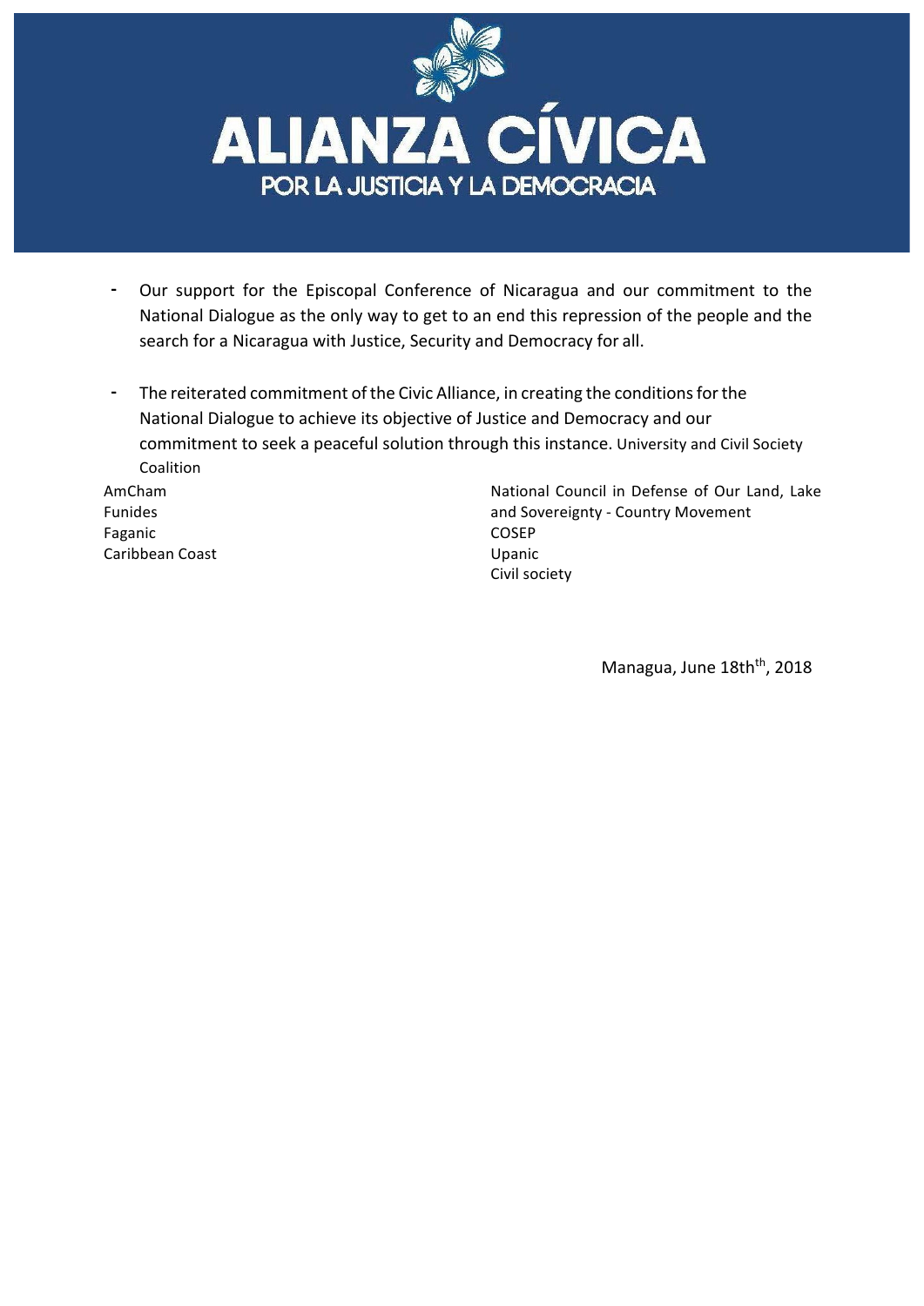# ALIANZA CÍVICA

POR LA JUSTICIA Y LA DEMOCRACIA

- Our support for the Episcopal Conference of Nicaragua and our commitment to the National Dialogue as the only way to get to an end this repression of the people and the search for a Nicaragua with Justice, Security and Democracy for all.

- The reiterated commitment of the Civic Alliance, in creating the conditions for the National Dialogue to achieve its objective of Justice and Democracy and our commitment to seek a peaceful solution through this instance.

University and Civil Society Coalition
AmCham
Funides
Faganic
Caribbean Coast
National Council in Defense of Our Land, Lake and Sovereignty - Country Movement
COSEP
Upanic
Civil society

Managua, June 18th$^{th}$, 2018